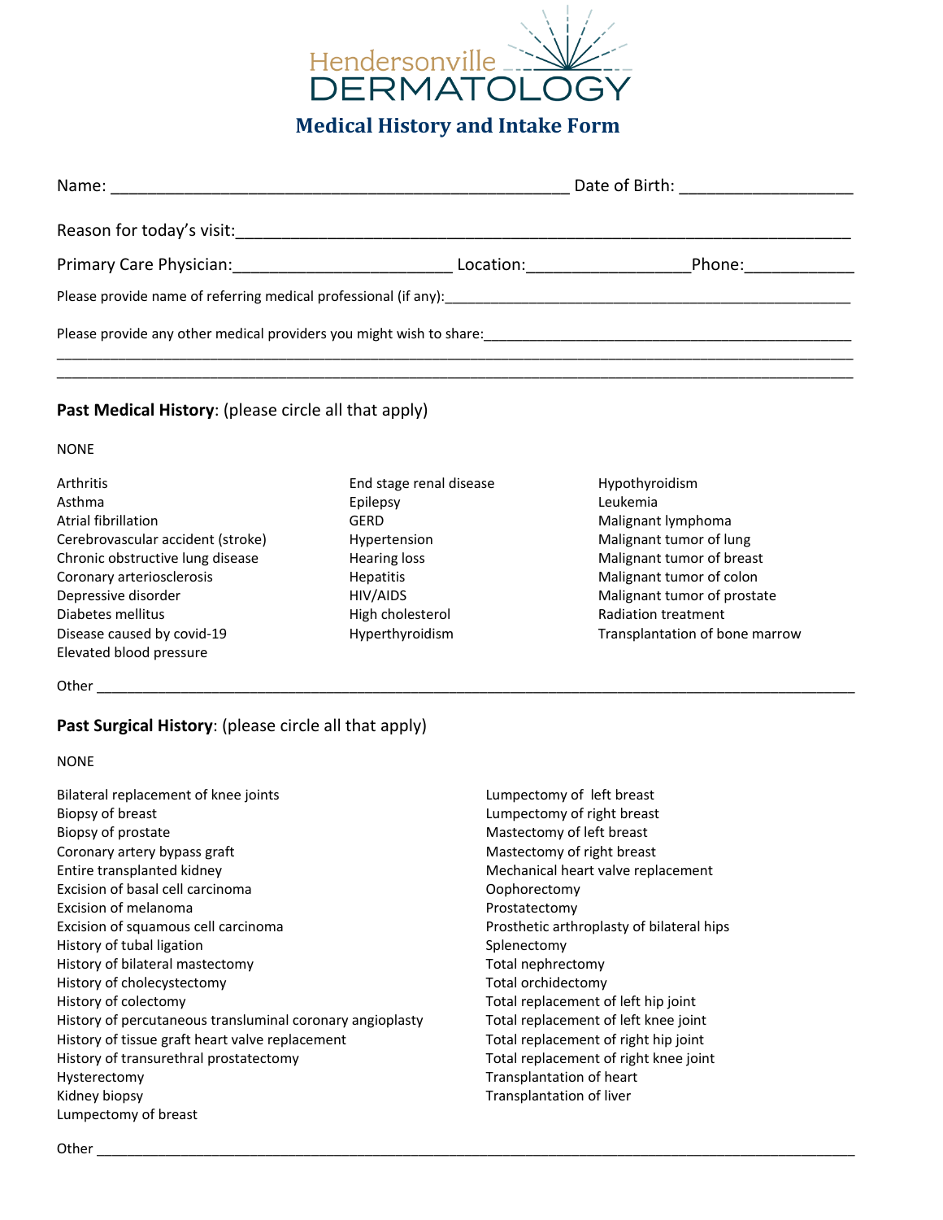Hendersonville DERMATOLOGY

# Medical History and Intake Form

Name: ______________________________ Date of Birth: ______________

Reason for today's visit: ____________________________________________

Primary Care Physician: ________________ Location: ____________ Phone: __________

Please provide name of referring medical professional (if any): ______________________________

Please provide any other medical providers you might wish to share: ______________________________

____________________________________________________________________________

____________________________________________________________________________

## Past Medical History: (please circle all that apply)

NONE

Arthritis
Asthma
Atrial fibrillation
Cerebrovascular accident (stroke)
Chronic obstructive lung disease
Coronary arteriosclerosis
Depressive disorder
Diabetes mellitus
Disease caused by covid-19
Elevated blood pressure
End stage renal disease
Epilepsy
GERD
Hypertension
Hearing loss
Hepatitis
HIV/AIDS
High cholesterol
Hyperthyroidism
Hypothyroidism
Leukemia
Malignant lymphoma
Malignant tumor of lung
Malignant tumor of breast
Malignant tumor of colon
Malignant tumor of prostate
Radiation treatment
Transplantation of bone marrow

Other ______________________________________________________________________

## Past Surgical History: (please circle all that apply)

NONE

Bilateral replacement of knee joints
Biopsy of breast
Biopsy of prostate
Coronary artery bypass graft
Entire transplanted kidney
Excision of basal cell carcinoma
Excision of melanoma
Excision of squamous cell carcinoma
History of tubal ligation
History of bilateral mastectomy
History of cholecystectomy
History of colectomy
History of percutaneous transluminal coronary angioplasty
History of tissue graft heart valve replacement
History of transurethral prostatectomy
Hysterectomy
Kidney biopsy
Lumpectomy of breast
Lumpectomy of left breast
Lumpectomy of right breast
Mastectomy of left breast
Mastectomy of right breast
Mechanical heart valve replacement
Oophorectomy
Prostatectomy
Prosthetic arthroplasty of bilateral hips
Splenectomy
Total nephrectomy
Total orchidectomy
Total replacement of left hip joint
Total replacement of left knee joint
Total replacement of right hip joint
Total replacement of right knee joint
Transplantation of heart
Transplantation of liver

Other ______________________________________________________________________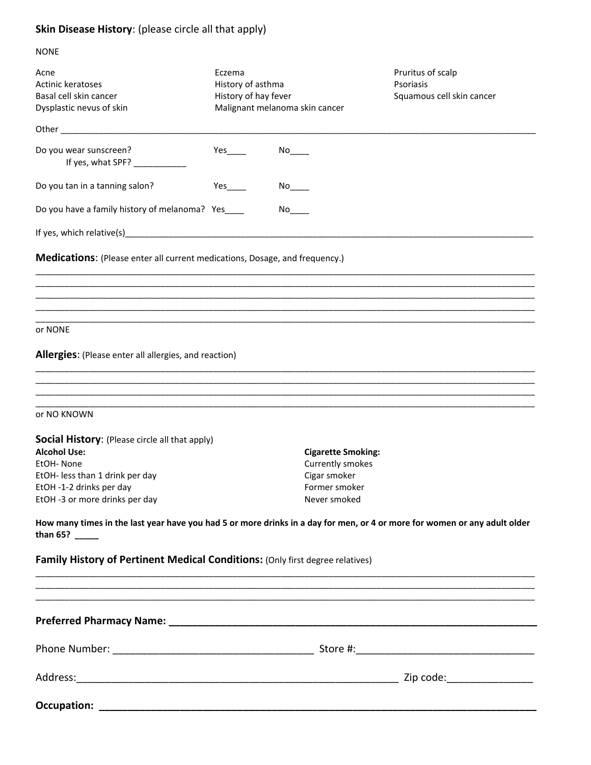**Skin Disease History**: (please circle all that apply)

NONE

| | | |
|---|---|---|
| Acne | Eczema | Pruritus of scalp |
| Actinic keratoses | History of asthma | Psoriasis |
| Basal cell skin cancer | History of hay fever | Squamous cell skin cancer |
| Dysplastic nevus of skin | Malignant melanoma skin cancer | |

Other ______________________________________________________________________________________________

Do you wear sunscreen? Yes____ No____
If yes, what SPF? ___________

Do you tan in a tanning salon? Yes____ No____

Do you have a family history of melanoma? Yes____ No____

If yes, which relative(s)_________________________________________________________________________________

**Medications**: (Please enter all current medications, Dosage, and frequency.)

_____________________________________________________________________________________________________
_____________________________________________________________________________________________________
_____________________________________________________________________________________________________
_____________________________________________________________________________________________________
_____________________________________________________________________________________________________

or NONE

**Allergies**: (Please enter all allergies, and reaction)

_____________________________________________________________________________________________________
_____________________________________________________________________________________________________
_____________________________________________________________________________________________________
_____________________________________________________________________________________________________

or NO KNOWN

**Social History**: (Please circle all that apply)

| **Alcohol Use:** | **Cigarette Smoking:** |
|---|---|
| EtOH- None | Currently smokes |
| EtOH- less than 1 drink per day | Cigar smoker |
| EtOH -1-2 drinks per day | Former smoker |
| EtOH -3 or more drinks per day | Never smoked |

**How many times in the last year have you had 5 or more drinks in a day for men, or 4 or more for women or any adult older than 65? _____**

**Family History of Pertinent Medical Conditions:** (Only first degree relatives)

_____________________________________________________________________________________________________
_____________________________________________________________________________________________________
_____________________________________________________________________________________________________

**Preferred Pharmacy Name: _______________________________________________________________**

Phone Number: __________________________________ Store #:_____________________________

Address:________________________________________________________ Zip code:_______________

**Occupation: ________________________________________________________________________**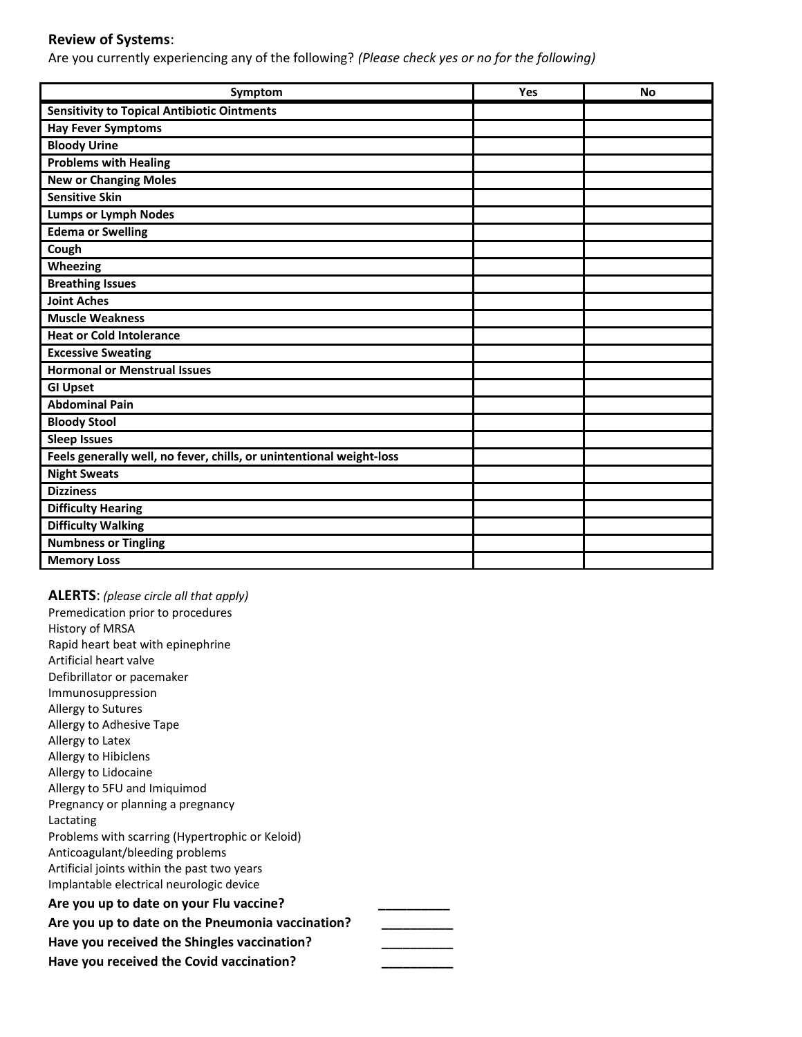**Review of Systems**:

Are you currently experiencing any of the following? *(Please check yes or no for the following)*

| Symptom | Yes | No |
|---|---|---|
| **Sensitivity to Topical Antibiotic Ointments** | | |
| **Hay Fever Symptoms** | | |
| **Bloody Urine** | | |
| **Problems with Healing** | | |
| **New or Changing Moles** | | |
| **Sensitive Skin** | | |
| **Lumps or Lymph Nodes** | | |
| **Edema or Swelling** | | |
| **Cough** | | |
| **Wheezing** | | |
| **Breathing Issues** | | |
| **Joint Aches** | | |
| **Muscle Weakness** | | |
| **Heat or Cold Intolerance** | | |
| **Excessive Sweating** | | |
| **Hormonal or Menstrual Issues** | | |
| **GI Upset** | | |
| **Abdominal Pain** | | |
| **Bloody Stool** | | |
| **Sleep Issues** | | |
| **Feels generally well, no fever, chills, or unintentional weight-loss** | | |
| **Night Sweats** | | |
| **Dizziness** | | |
| **Difficulty Hearing** | | |
| **Difficulty Walking** | | |
| **Numbness or Tingling** | | |
| **Memory Loss** | | |

**ALERTS**: *(please circle all that apply)*

Premedication prior to procedures
History of MRSA
Rapid heart beat with epinephrine
Artificial heart valve
Defibrillator or pacemaker
Immunosuppression
Allergy to Sutures
Allergy to Adhesive Tape
Allergy to Latex
Allergy to Hibiclens
Allergy to Lidocaine
Allergy to 5FU and Imiquimod
Pregnancy or planning a pregnancy
Lactating
Problems with scarring (Hypertrophic or Keloid)
Anticoagulant/bleeding problems
Artificial joints within the past two years
Implantable electrical neurologic device

**Are you up to date on your Flu vaccine?** __________

**Are you up to date on the Pneumonia vaccination?** __________

**Have you received the Shingles vaccination?** __________

**Have you received the Covid vaccination?** __________